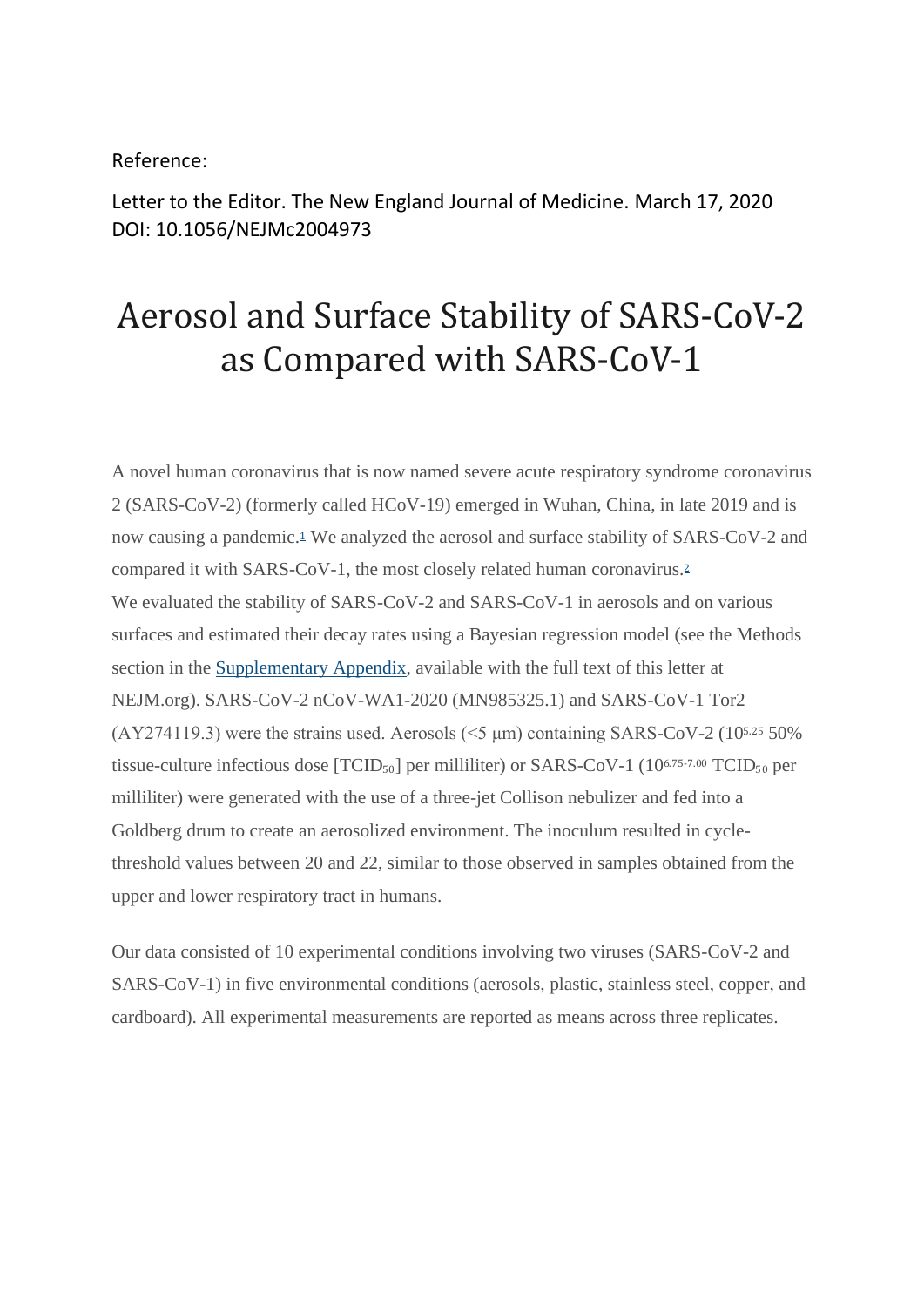Reference:

Letter to the Editor. The New England Journal of Medicine. March 17, 2020
DOI: 10.1056/NEJMc2004973

# Aerosol and Surface Stability of SARS-CoV-2 as Compared with SARS-CoV-1

A novel human coronavirus that is now named severe acute respiratory syndrome coronavirus 2 (SARS-CoV-2) (formerly called HCoV-19) emerged in Wuhan, China, in late 2019 and is now causing a pandemic.[1] We analyzed the aerosol and surface stability of SARS-CoV-2 and compared it with SARS-CoV-1, the most closely related human coronavirus.[2]
We evaluated the stability of SARS-CoV-2 and SARS-CoV-1 in aerosols and on various surfaces and estimated their decay rates using a Bayesian regression model (see the Methods section in the Supplementary Appendix, available with the full text of this letter at NEJM.org). SARS-CoV-2 nCoV-WA1-2020 (MN985325.1) and SARS-CoV-1 Tor2 (AY274119.3) were the strains used. Aerosols (<5 μm) containing SARS-CoV-2 ($10^{5.25}$ 50% tissue-culture infectious dose [$TCID_{50}$] per milliliter) or SARS-CoV-1 ($10^{6.75-7.00}$ $TCID_{50}$ per milliliter) were generated with the use of a three-jet Collison nebulizer and fed into a Goldberg drum to create an aerosolized environment. The inoculum resulted in cycle-threshold values between 20 and 22, similar to those observed in samples obtained from the upper and lower respiratory tract in humans.

Our data consisted of 10 experimental conditions involving two viruses (SARS-CoV-2 and SARS-CoV-1) in five environmental conditions (aerosols, plastic, stainless steel, copper, and cardboard). All experimental measurements are reported as means across three replicates.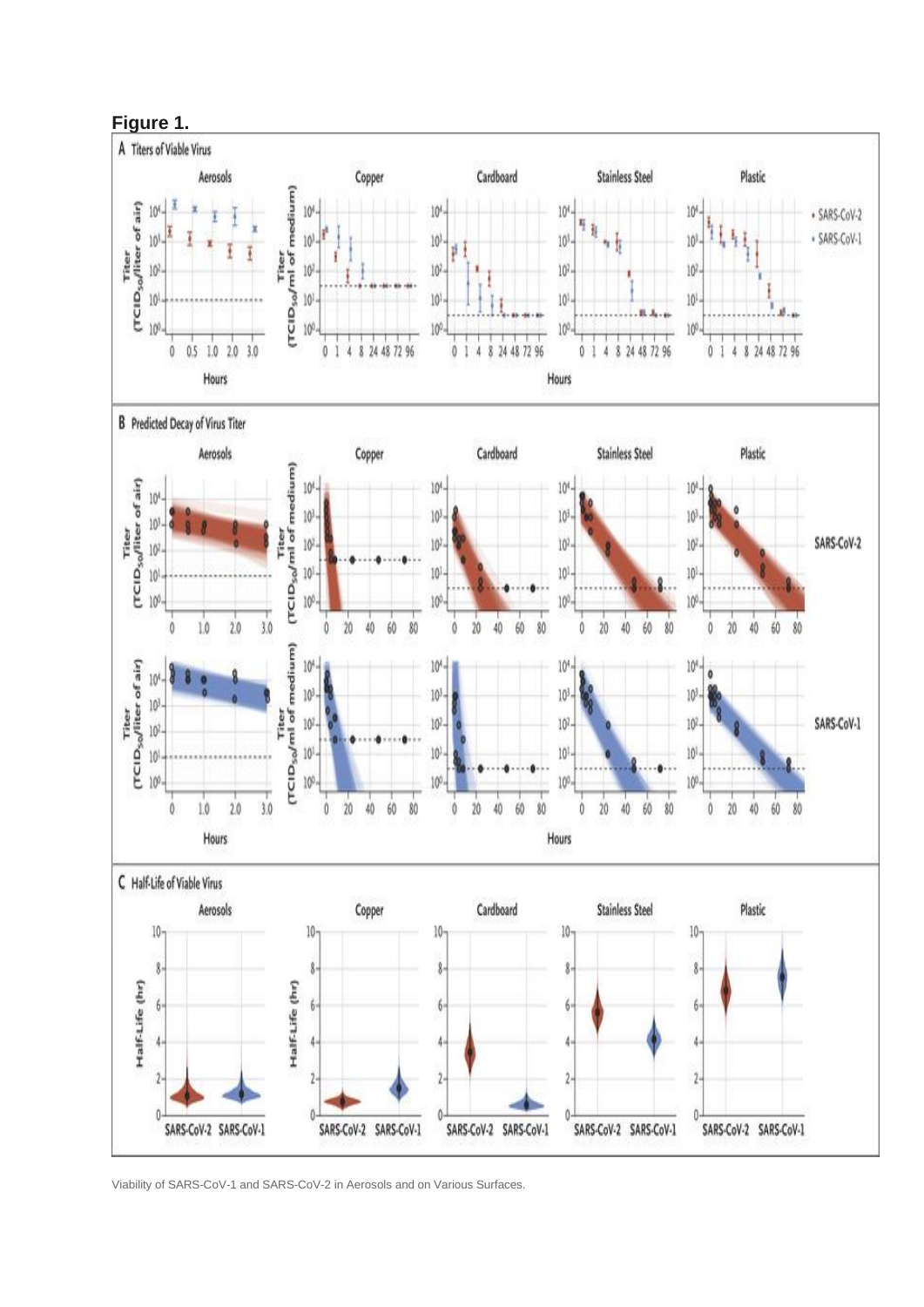**Figure 1.**

Viability of SARS-CoV-1 and SARS-CoV-2 in Aerosols and on Various Surfaces.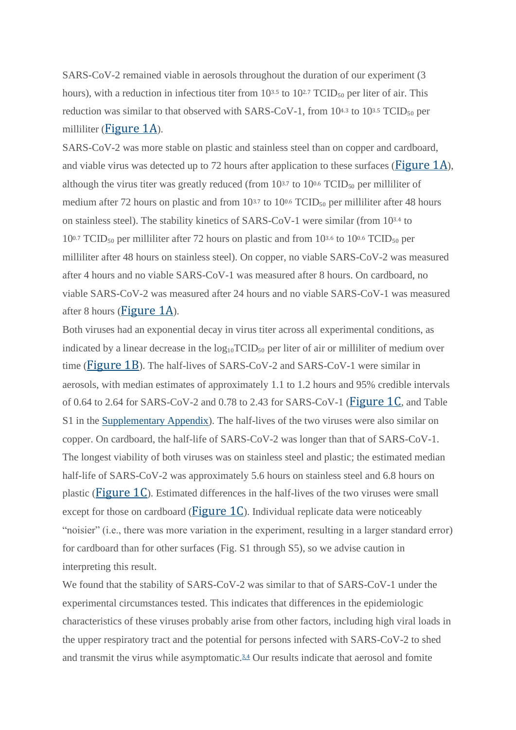SARS-CoV-2 remained viable in aerosols throughout the duration of our experiment (3 hours), with a reduction in infectious titer from $10^{3.5}$ to $10^{2.7}$ $TCID_{50}$ per liter of air. This reduction was similar to that observed with SARS-CoV-1, from $10^{4.3}$ to $10^{3.5}$ $TCID_{50}$ per milliliter (Figure 1A).

SARS-CoV-2 was more stable on plastic and stainless steel than on copper and cardboard, and viable virus was detected up to 72 hours after application to these surfaces (Figure 1A), although the virus titer was greatly reduced (from $10^{3.7}$ to $10^{0.6}$ $TCID_{50}$ per milliliter of medium after 72 hours on plastic and from $10^{3.7}$ to $10^{0.6}$ $TCID_{50}$ per milliliter after 48 hours on stainless steel). The stability kinetics of SARS-CoV-1 were similar (from $10^{3.4}$ to $10^{0.7}$ $TCID_{50}$ per milliliter after 72 hours on plastic and from $10^{3.6}$ to $10^{0.6}$ $TCID_{50}$ per milliliter after 48 hours on stainless steel). On copper, no viable SARS-CoV-2 was measured after 4 hours and no viable SARS-CoV-1 was measured after 8 hours. On cardboard, no viable SARS-CoV-2 was measured after 24 hours and no viable SARS-CoV-1 was measured after 8 hours (Figure 1A).

Both viruses had an exponential decay in virus titer across all experimental conditions, as indicated by a linear decrease in the $\log_{10}TCID_{50}$ per liter of air or milliliter of medium over time (Figure 1B). The half-lives of SARS-CoV-2 and SARS-CoV-1 were similar in aerosols, with median estimates of approximately 1.1 to 1.2 hours and 95% credible intervals of 0.64 to 2.64 for SARS-CoV-2 and 0.78 to 2.43 for SARS-CoV-1 (Figure 1C, and Table S1 in the Supplementary Appendix). The half-lives of the two viruses were also similar on copper. On cardboard, the half-life of SARS-CoV-2 was longer than that of SARS-CoV-1. The longest viability of both viruses was on stainless steel and plastic; the estimated median half-life of SARS-CoV-2 was approximately 5.6 hours on stainless steel and 6.8 hours on plastic (Figure 1C). Estimated differences in the half-lives of the two viruses were small except for those on cardboard (Figure 1C). Individual replicate data were noticeably "noisier" (i.e., there was more variation in the experiment, resulting in a larger standard error) for cardboard than for other surfaces (Fig. S1 through S5), so we advise caution in interpreting this result.

We found that the stability of SARS-CoV-2 was similar to that of SARS-CoV-1 under the experimental circumstances tested. This indicates that differences in the epidemiologic characteristics of these viruses probably arise from other factors, including high viral loads in the upper respiratory tract and the potential for persons infected with SARS-CoV-2 to shed and transmit the virus while asymptomatic.[3,4] Our results indicate that aerosol and fomite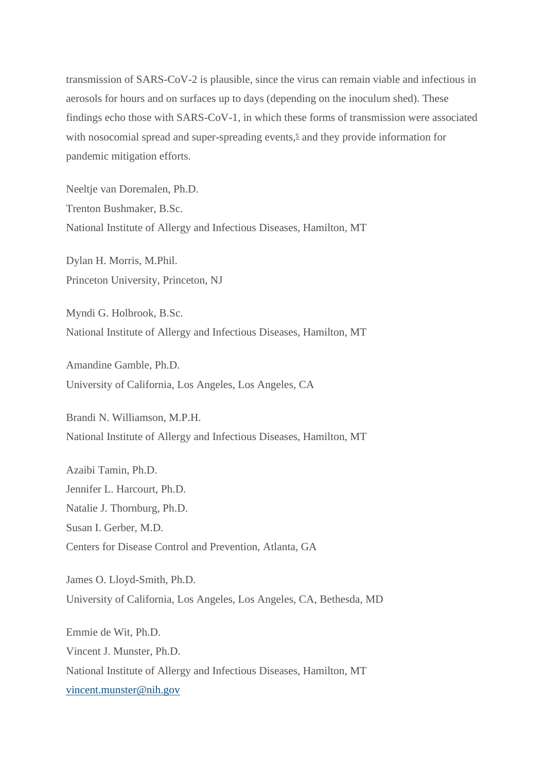transmission of SARS-CoV-2 is plausible, since the virus can remain viable and infectious in aerosols for hours and on surfaces up to days (depending on the inoculum shed). These findings echo those with SARS-CoV-1, in which these forms of transmission were associated with nosocomial spread and super-spreading events,[5] and they provide information for pandemic mitigation efforts.

Neeltje van Doremalen, Ph.D.
Trenton Bushmaker, B.Sc.
National Institute of Allergy and Infectious Diseases, Hamilton, MT

Dylan H. Morris, M.Phil.
Princeton University, Princeton, NJ

Myndi G. Holbrook, B.Sc.
National Institute of Allergy and Infectious Diseases, Hamilton, MT

Amandine Gamble, Ph.D.
University of California, Los Angeles, Los Angeles, CA

Brandi N. Williamson, M.P.H.
National Institute of Allergy and Infectious Diseases, Hamilton, MT

Azaibi Tamin, Ph.D.
Jennifer L. Harcourt, Ph.D.
Natalie J. Thornburg, Ph.D.
Susan I. Gerber, M.D.
Centers for Disease Control and Prevention, Atlanta, GA

James O. Lloyd-Smith, Ph.D.
University of California, Los Angeles, Los Angeles, CA, Bethesda, MD

Emmie de Wit, Ph.D.
Vincent J. Munster, Ph.D.
National Institute of Allergy and Infectious Diseases, Hamilton, MT
vincent.munster@nih.gov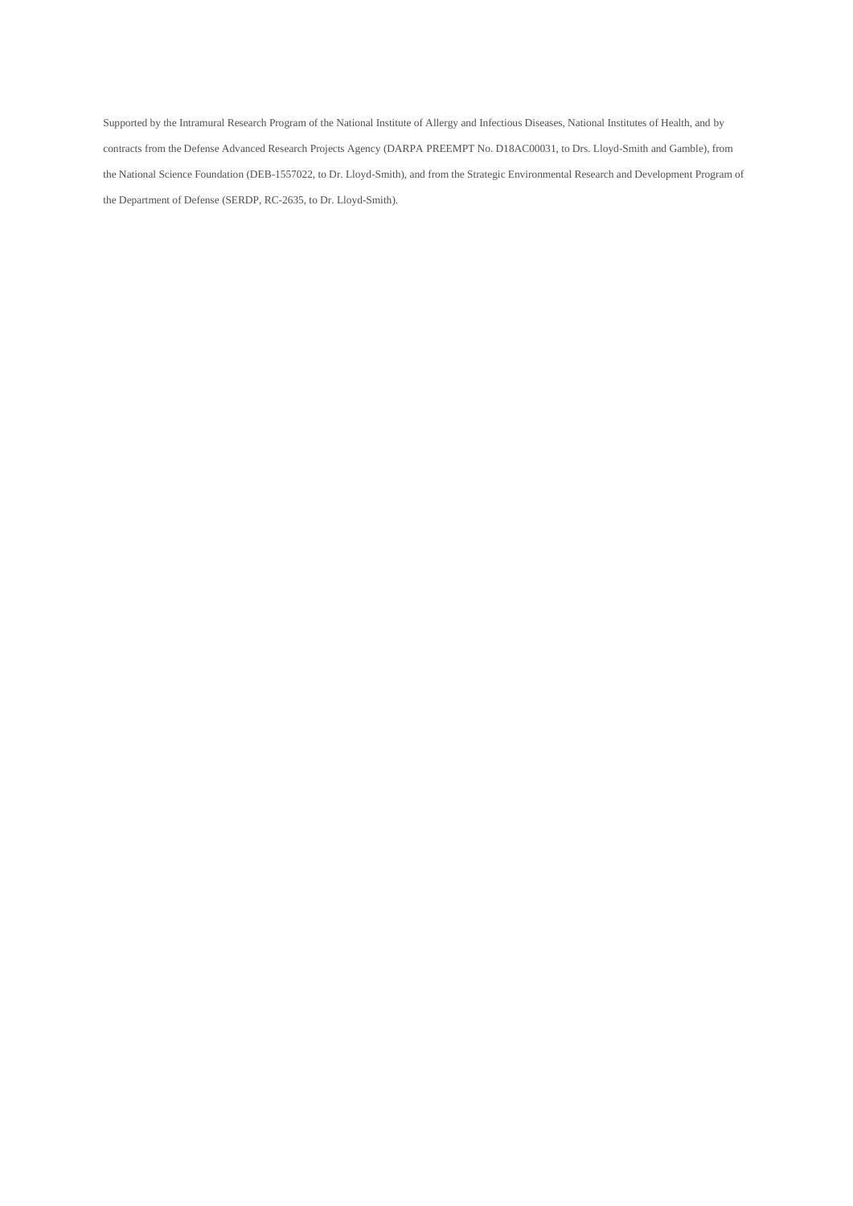Supported by the Intramural Research Program of the National Institute of Allergy and Infectious Diseases, National Institutes of Health, and by contracts from the Defense Advanced Research Projects Agency (DARPA PREEMPT No. D18AC00031, to Drs. Lloyd-Smith and Gamble), from the National Science Foundation (DEB-1557022, to Dr. Lloyd-Smith), and from the Strategic Environmental Research and Development Program of the Department of Defense (SERDP, RC-2635, to Dr. Lloyd-Smith).